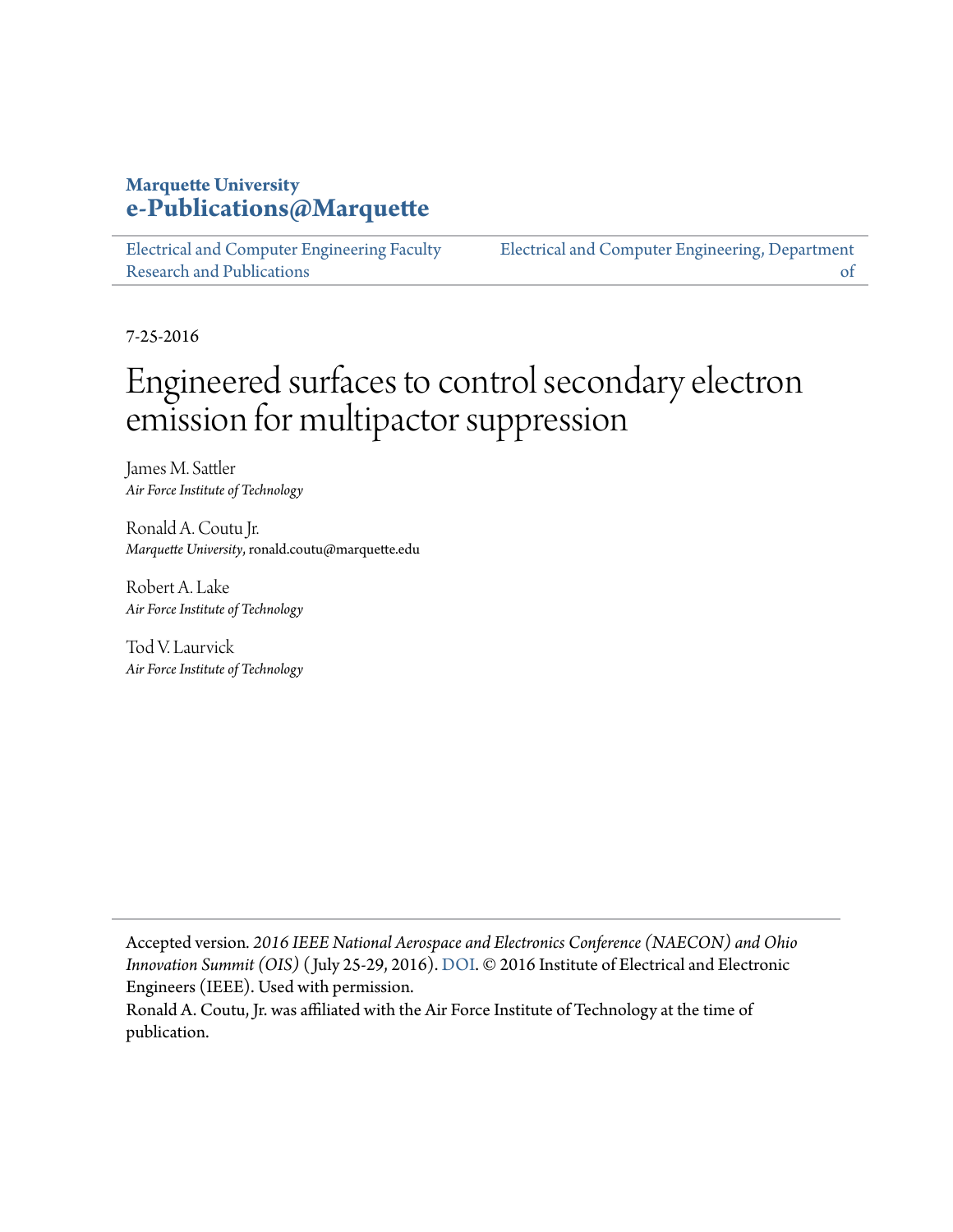Marquette University
**e-Publications@Marquette**

Electrical and Computer Engineering Faculty Research and Publications

Electrical and Computer Engineering, Department of

7-25-2016

# Engineered surfaces to control secondary electron emission for multipactor suppression

James M. Sattler
*Air Force Institute of Technology*

Ronald A. Coutu Jr.
*Marquette University*, ronald.coutu@marquette.edu

Robert A. Lake
*Air Force Institute of Technology*

Tod V. Laurvick
*Air Force Institute of Technology*

Accepted version. *2016 IEEE National Aerospace and Electronics Conference (NAECON) and Ohio Innovation Summit (OIS)* (July 25-29, 2016). DOI. © 2016 Institute of Electrical and Electronic Engineers (IEEE). Used with permission.
Ronald A. Coutu, Jr. was affiliated with the Air Force Institute of Technology at the time of publication.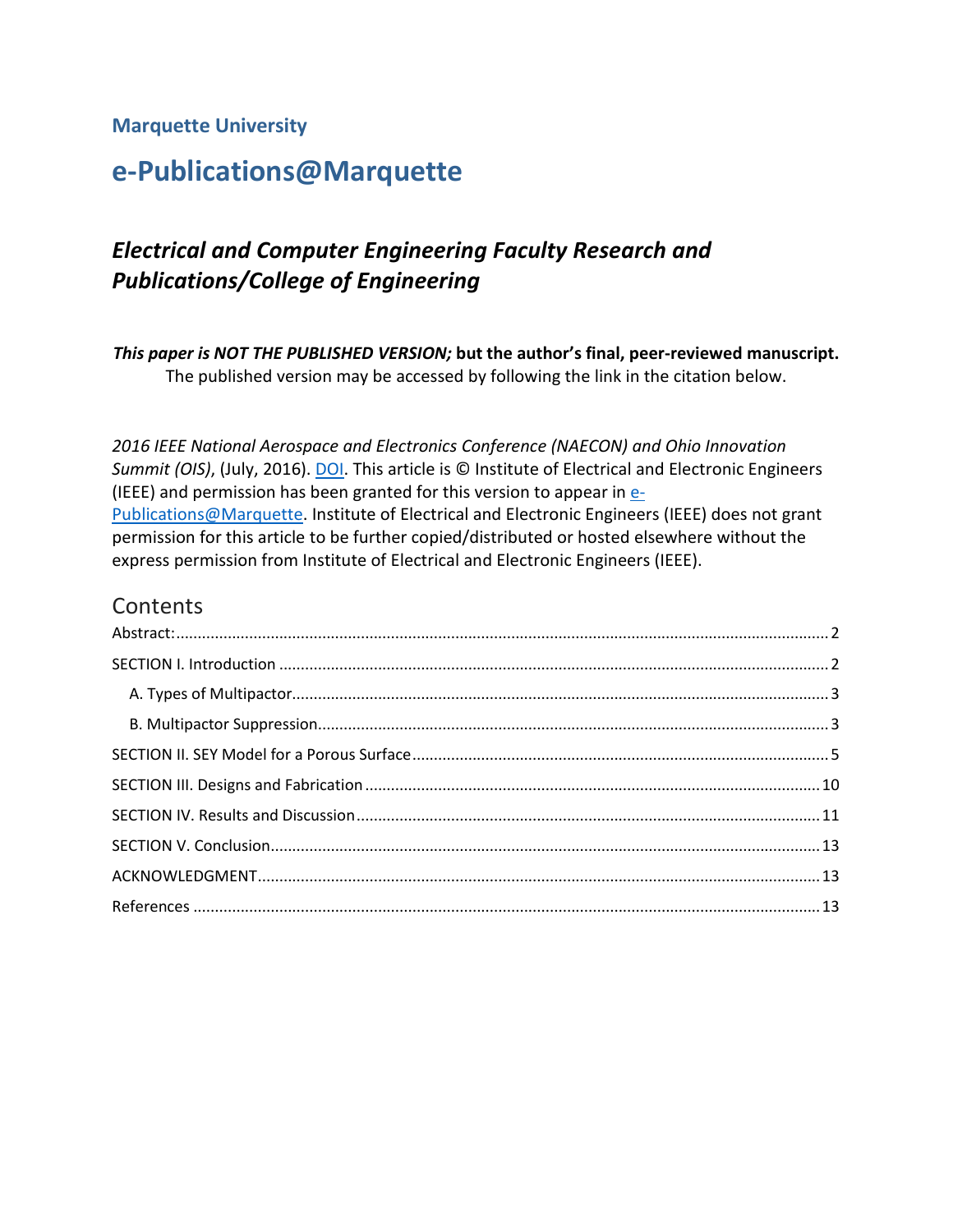**Marquette University**

# e-Publications@Marquette

## *Electrical and Computer Engineering Faculty Research and Publications/College of Engineering*

***This paper is NOT THE PUBLISHED VERSION;* but the author's final, peer-reviewed manuscript.** The published version may be accessed by following the link in the citation below.

*2016 IEEE National Aerospace and Electronics Conference (NAECON) and Ohio Innovation Summit (OIS)*, (July, 2016). DOI. This article is © Institute of Electrical and Electronic Engineers (IEEE) and permission has been granted for this version to appear in e-Publications@Marquette. Institute of Electrical and Electronic Engineers (IEEE) does not grant permission for this article to be further copied/distributed or hosted elsewhere without the express permission from Institute of Electrical and Electronic Engineers (IEEE).

## Contents

Abstract:....................................................................................................................................................... 2

SECTION I. Introduction ............................................................................................................................... 2

A. Types of Multipactor............................................................................................................................ 3

B. Multipactor Suppression...................................................................................................................... 3

SECTION II. SEY Model for a Porous Surface ................................................................................................ 5

SECTION III. Designs and Fabrication ......................................................................................................... 10

SECTION IV. Results and Discussion ........................................................................................................... 11

SECTION V. Conclusion ............................................................................................................................... 13

ACKNOWLEDGMENT................................................................................................................................. 13

References ................................................................................................................................................. 13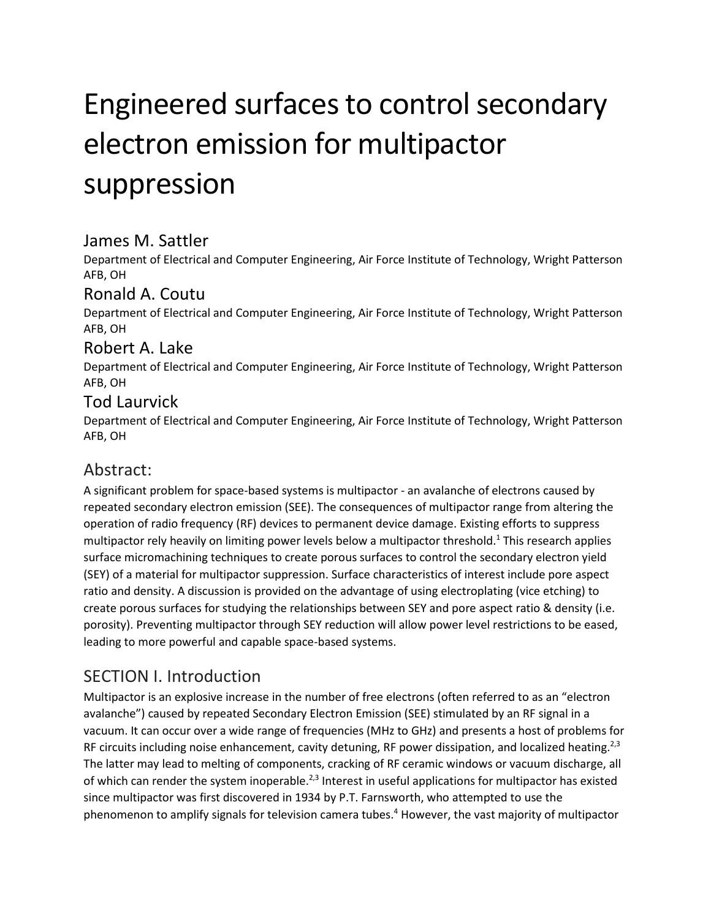# Engineered surfaces to control secondary electron emission for multipactor suppression

## James M. Sattler

Department of Electrical and Computer Engineering, Air Force Institute of Technology, Wright Patterson AFB, OH

## Ronald A. Coutu

Department of Electrical and Computer Engineering, Air Force Institute of Technology, Wright Patterson AFB, OH

## Robert A. Lake

Department of Electrical and Computer Engineering, Air Force Institute of Technology, Wright Patterson AFB, OH

## Tod Laurvick

Department of Electrical and Computer Engineering, Air Force Institute of Technology, Wright Patterson AFB, OH

## Abstract:

A significant problem for space-based systems is multipactor - an avalanche of electrons caused by repeated secondary electron emission (SEE). The consequences of multipactor range from altering the operation of radio frequency (RF) devices to permanent device damage. Existing efforts to suppress multipactor rely heavily on limiting power levels below a multipactor threshold.[1] This research applies surface micromachining techniques to create porous surfaces to control the secondary electron yield (SEY) of a material for multipactor suppression. Surface characteristics of interest include pore aspect ratio and density. A discussion is provided on the advantage of using electroplating (vice etching) to create porous surfaces for studying the relationships between SEY and pore aspect ratio & density (i.e. porosity). Preventing multipactor through SEY reduction will allow power level restrictions to be eased, leading to more powerful and capable space-based systems.

## SECTION I. Introduction

Multipactor is an explosive increase in the number of free electrons (often referred to as an "electron avalanche") caused by repeated Secondary Electron Emission (SEE) stimulated by an RF signal in a vacuum. It can occur over a wide range of frequencies (MHz to GHz) and presents a host of problems for RF circuits including noise enhancement, cavity detuning, RF power dissipation, and localized heating.[2,3] The latter may lead to melting of components, cracking of RF ceramic windows or vacuum discharge, all of which can render the system inoperable.[2,3] Interest in useful applications for multipactor has existed since multipactor was first discovered in 1934 by P.T. Farnsworth, who attempted to use the phenomenon to amplify signals for television camera tubes.[4] However, the vast majority of multipactor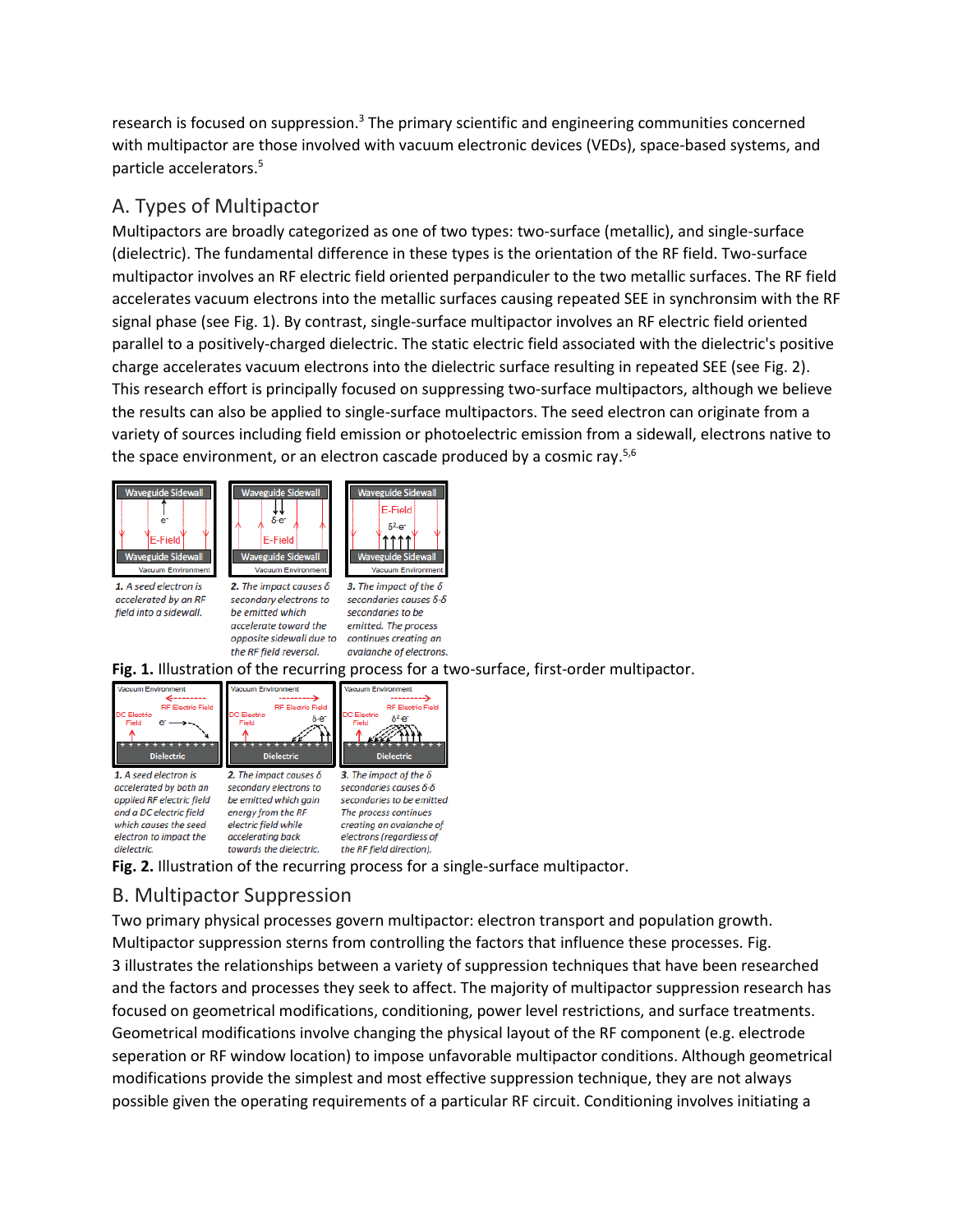research is focused on suppression.[3] The primary scientific and engineering communities concerned with multipactor are those involved with vacuum electronic devices (VEDs), space-based systems, and particle accelerators.[5]

## A. Types of Multipactor

Multipactors are broadly categorized as one of two types: two-surface (metallic), and single-surface (dielectric). The fundamental difference in these types is the orientation of the RF field. Two-surface multipactor involves an RF electric field oriented perpandiculer to the two metallic surfaces. The RF field accelerates vacuum electrons into the metallic surfaces causing repeated SEE in synchronsim with the RF signal phase (see Fig. 1). By contrast, single-surface multipactor involves an RF electric field oriented parallel to a positively-charged dielectric. The static electric field associated with the dielectric's positive charge accelerates vacuum electrons into the dielectric surface resulting in repeated SEE (see Fig. 2). This research effort is principally focused on suppressing two-surface multipactors, although we believe the results can also be applied to single-surface multipactors. The seed electron can originate from a variety of sources including field emission or photoelectric emission from a sidewall, electrons native to the space environment, or an electron cascade produced by a cosmic ray.[5,6]

*1. A seed electron is accelerated by an RF field into a sidewall.*

*2. The impact causes δ secondary electrons to be emitted which accelerate toward the opposite sidewall due to the RF field reversal.*

*3. The impact of the δ secondaries causes δ·δ secondaries to be emitted. The process continues creating an avalanche of electrons.*

**Fig. 1.** Illustration of the recurring process for a two-surface, first-order multipactor.

*1. A seed electron is accelerated by both an applied RF electric field and a DC electric field which causes the seed electron to impact the dielectric.*

*2. The impact causes δ secondary electrons to be emitted which gain energy from the RF electric field while accelerating back towards the dielectric.*

*3. The impact of the δ secondaries causes δ·δ secondaries to be emitted The process continues creating an avalanche of electrons (regardless of the RF field direction).*

**Fig. 2.** Illustration of the recurring process for a single-surface multipactor.

## B. Multipactor Suppression

Two primary physical processes govern multipactor: electron transport and population growth. Multipactor suppression sterns from controlling the factors that influence these processes. Fig. 3 illustrates the relationships between a variety of suppression techniques that have been researched and the factors and processes they seek to affect. The majority of multipactor suppression research has focused on geometrical modifications, conditioning, power level restrictions, and surface treatments. Geometrical modifications involve changing the physical layout of the RF component (e.g. electrode seperation or RF window location) to impose unfavorable multipactor conditions. Although geometrical modifications provide the simplest and most effective suppression technique, they are not always possible given the operating requirements of a particular RF circuit. Conditioning involves initiating a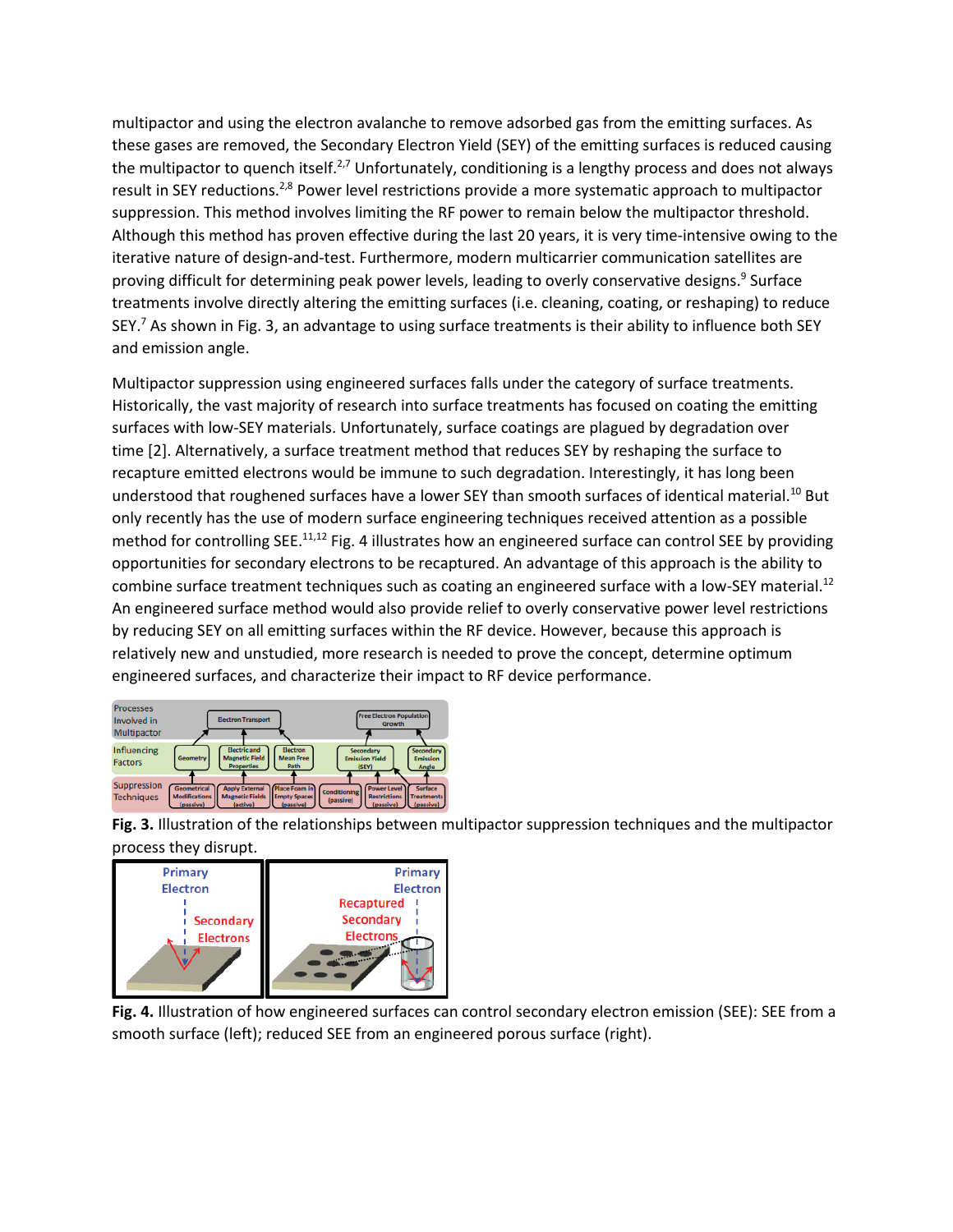multipactor and using the electron avalanche to remove adsorbed gas from the emitting surfaces. As these gases are removed, the Secondary Electron Yield (SEY) of the emitting surfaces is reduced causing the multipactor to quench itself.[2,7] Unfortunately, conditioning is a lengthy process and does not always result in SEY reductions.[2,8] Power level restrictions provide a more systematic approach to multipactor suppression. This method involves limiting the RF power to remain below the multipactor threshold. Although this method has proven effective during the last 20 years, it is very time-intensive owing to the iterative nature of design-and-test. Furthermore, modern multicarrier communication satellites are proving difficult for determining peak power levels, leading to overly conservative designs.[9] Surface treatments involve directly altering the emitting surfaces (i.e. cleaning, coating, or reshaping) to reduce SEY.[7] As shown in Fig. 3, an advantage to using surface treatments is their ability to influence both SEY and emission angle.

Multipactor suppression using engineered surfaces falls under the category of surface treatments. Historically, the vast majority of research into surface treatments has focused on coating the emitting surfaces with low-SEY materials. Unfortunately, surface coatings are plagued by degradation over time [2]. Alternatively, a surface treatment method that reduces SEY by reshaping the surface to recapture emitted electrons would be immune to such degradation. Interestingly, it has long been understood that roughened surfaces have a lower SEY than smooth surfaces of identical material.[10] But only recently has the use of modern surface engineering techniques received attention as a possible method for controlling SEE.[11,12] Fig. 4 illustrates how an engineered surface can control SEE by providing opportunities for secondary electrons to be recaptured. An advantage of this approach is the ability to combine surface treatment techniques such as coating an engineered surface with a low-SEY material.[12] An engineered surface method would also provide relief to overly conservative power level restrictions by reducing SEY on all emitting surfaces within the RF device. However, because this approach is relatively new and unstudied, more research is needed to prove the concept, determine optimum engineered surfaces, and characterize their impact to RF device performance.

**Fig. 3.** Illustration of the relationships between multipactor suppression techniques and the multipactor process they disrupt.

**Fig. 4.** Illustration of how engineered surfaces can control secondary electron emission (SEE): SEE from a smooth surface (left); reduced SEE from an engineered porous surface (right).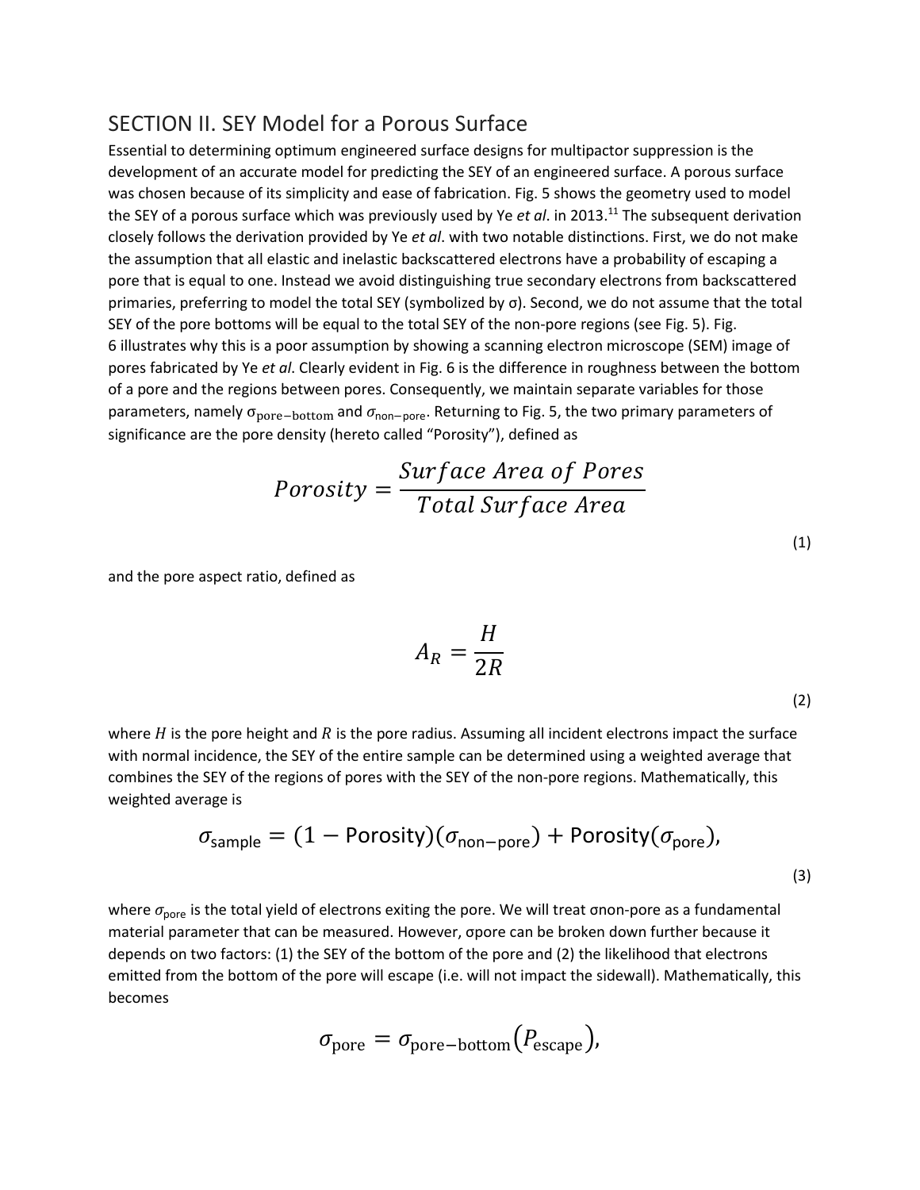## SECTION II. SEY Model for a Porous Surface

Essential to determining optimum engineered surface designs for multipactor suppression is the development of an accurate model for predicting the SEY of an engineered surface. A porous surface was chosen because of its simplicity and ease of fabrication. Fig. 5 shows the geometry used to model the SEY of a porous surface which was previously used by Ye *et al*. in 2013.[11] The subsequent derivation closely follows the derivation provided by Ye *et al*. with two notable distinctions. First, we do not make the assumption that all elastic and inelastic backscattered electrons have a probability of escaping a pore that is equal to one. Instead we avoid distinguishing true secondary electrons from backscattered primaries, preferring to model the total SEY (symbolized by σ). Second, we do not assume that the total SEY of the pore bottoms will be equal to the total SEY of the non-pore regions (see Fig. 5). Fig. 6 illustrates why this is a poor assumption by showing a scanning electron microscope (SEM) image of pores fabricated by Ye *et al*. Clearly evident in Fig. 6 is the difference in roughness between the bottom of a pore and the regions between pores. Consequently, we maintain separate variables for those parameters, namely $\sigma_{\text{pore-bottom}}$ and $\sigma_{\text{non-pore}}$. Returning to Fig. 5, the two primary parameters of significance are the pore density (hereto called "Porosity"), defined as

$$Porosity = \frac{Surface\ Area\ of\ Pores}{Total\ Surface\ Area} \tag{1}$$

and the pore aspect ratio, defined as

$$A_R = \frac{H}{2R} \tag{2}$$

where $H$ is the pore height and $R$ is the pore radius. Assuming all incident electrons impact the surface with normal incidence, the SEY of the entire sample can be determined using a weighted average that combines the SEY of the regions of pores with the SEY of the non-pore regions. Mathematically, this weighted average is

$$\sigma_{\text{sample}} = (1 - \text{Porosity})(\sigma_{\text{non-pore}}) + \text{Porosity}(\sigma_{\text{pore}}), \tag{3}$$

where $\sigma_{\text{pore}}$ is the total yield of electrons exiting the pore. We will treat $\sigma_{\text{non-pore}}$ as a fundamental material parameter that can be measured. However, $\sigma_{\text{pore}}$ can be broken down further because it depends on two factors: (1) the SEY of the bottom of the pore and (2) the likelihood that electrons emitted from the bottom of the pore will escape (i.e. will not impact the sidewall). Mathematically, this becomes

$$\sigma_{\text{pore}} = \sigma_{\text{pore-bottom}}(P_{\text{escape}}),$$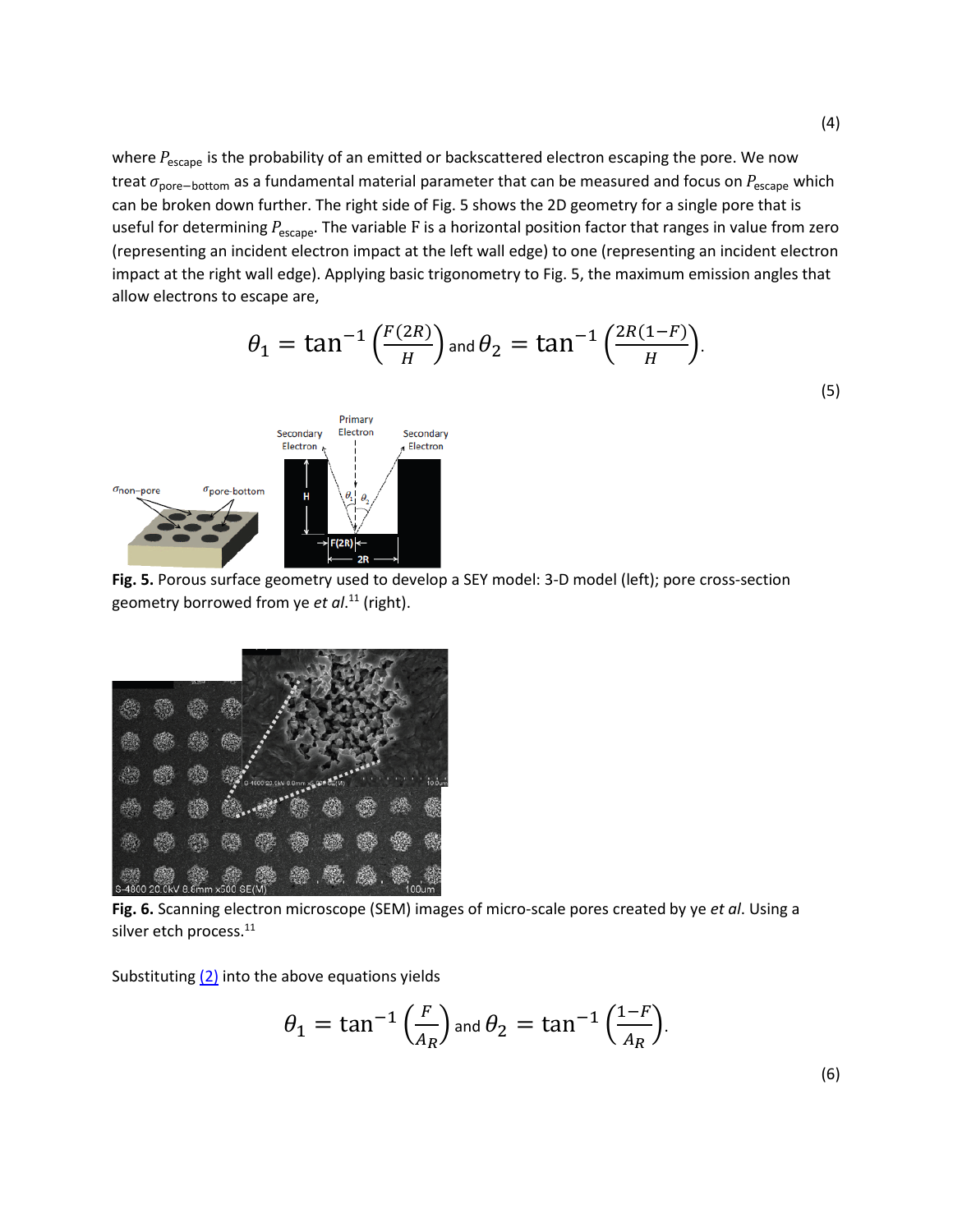(4)

where $P_{\text{escape}}$ is the probability of an emitted or backscattered electron escaping the pore. We now treat $\sigma_{\text{pore-bottom}}$ as a fundamental material parameter that can be measured and focus on $P_{\text{escape}}$ which can be broken down further. The right side of Fig. 5 shows the 2D geometry for a single pore that is useful for determining $P_{\text{escape}}$. The variable F is a horizontal position factor that ranges in value from zero (representing an incident electron impact at the left wall edge) to one (representing an incident electron impact at the right wall edge). Applying basic trigonometry to Fig. 5, the maximum emission angles that allow electrons to escape are,

$$\theta_1 = \tan^{-1}\left(\frac{F(2R)}{H}\right) \text{ and } \theta_2 = \tan^{-1}\left(\frac{2R(1-F)}{H}\right). \tag{5}$$

**Fig. 5.** Porous surface geometry used to develop a SEY model: 3-D model (left); pore cross-section geometry borrowed from ye *et al*.[11] (right).

**Fig. 6.** Scanning electron microscope (SEM) images of micro-scale pores created by ye *et al*. Using a silver etch process.[11]

Substituting (2) into the above equations yields

$$\theta_1 = \tan^{-1}\left(\frac{F}{A_R}\right) \text{ and } \theta_2 = \tan^{-1}\left(\frac{1-F}{A_R}\right). \tag{6}$$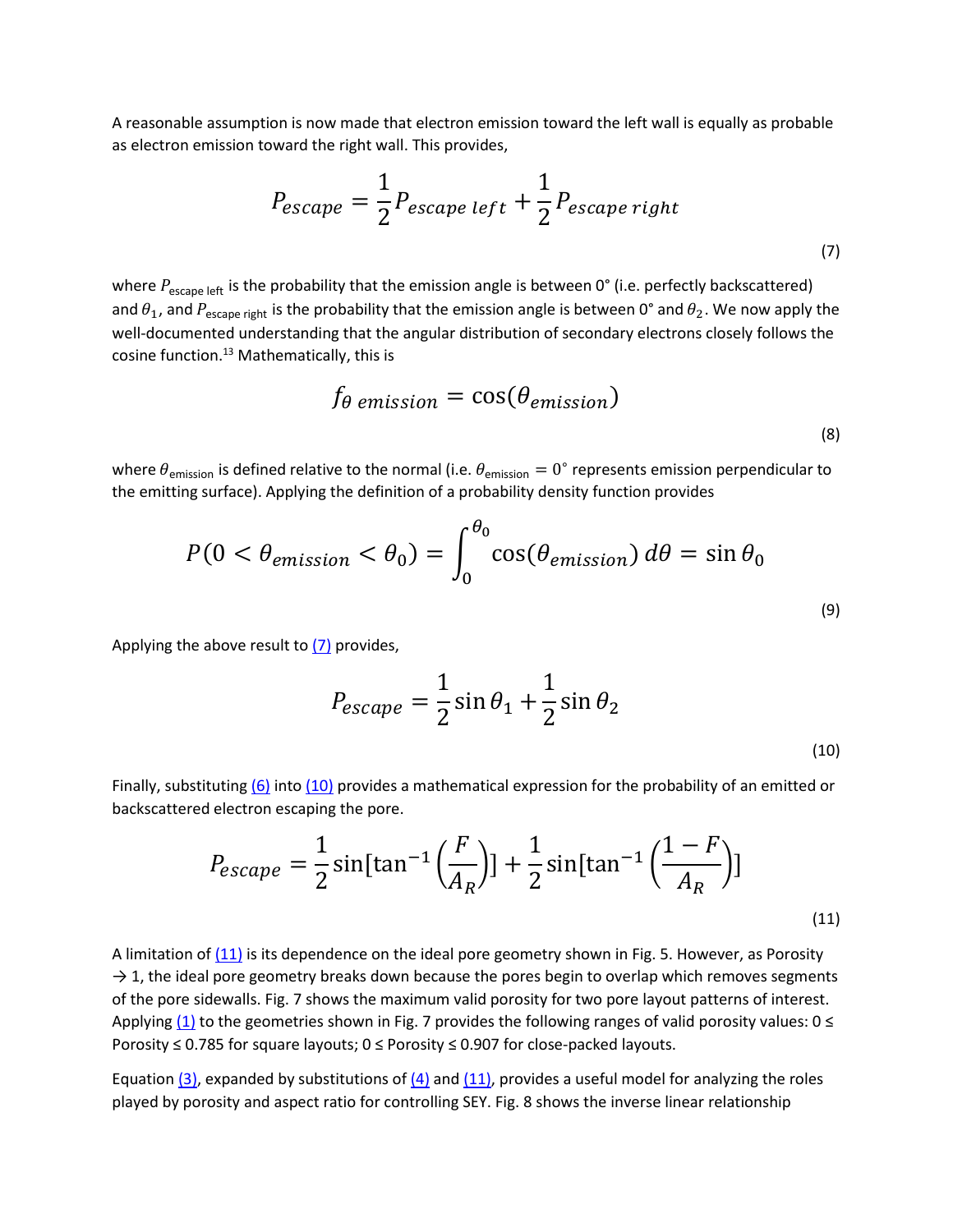A reasonable assumption is now made that electron emission toward the left wall is equally as probable as electron emission toward the right wall. This provides,

$$P_{escape} = \frac{1}{2}P_{escape\ left} + \frac{1}{2}P_{escape\ right} \tag{7}$$

where $P_{\text{escape left}}$ is the probability that the emission angle is between 0° (i.e. perfectly backscattered) and $\theta_1$, and $P_{\text{escape right}}$ is the probability that the emission angle is between 0° and $\theta_2$. We now apply the well-documented understanding that the angular distribution of secondary electrons closely follows the cosine function.[13] Mathematically, this is

$$f_{\theta\ emission} = \cos(\theta_{emission}) \tag{8}$$

where $\theta_{\text{emission}}$ is defined relative to the normal (i.e. $\theta_{\text{emission}} = 0^{\circ}$ represents emission perpendicular to the emitting surface). Applying the definition of a probability density function provides

$$P(0 < \theta_{emission} < \theta_0) = \int_0^{\theta_0} \cos(\theta_{emission})\, d\theta = \sin\theta_0 \tag{9}$$

Applying the above result to (7) provides,

$$P_{escape} = \frac{1}{2}\sin\theta_1 + \frac{1}{2}\sin\theta_2 \tag{10}$$

Finally, substituting (6) into (10) provides a mathematical expression for the probability of an emitted or backscattered electron escaping the pore.

$$P_{escape} = \frac{1}{2}\sin[\tan^{-1}\left(\frac{F}{A_R}\right)] + \frac{1}{2}\sin[\tan^{-1}\left(\frac{1-F}{A_R}\right)] \tag{11}$$

A limitation of (11) is its dependence on the ideal pore geometry shown in Fig. 5. However, as Porosity → 1, the ideal pore geometry breaks down because the pores begin to overlap which removes segments of the pore sidewalls. Fig. 7 shows the maximum valid porosity for two pore layout patterns of interest. Applying (1) to the geometries shown in Fig. 7 provides the following ranges of valid porosity values: 0 ≤ Porosity ≤ 0.785 for square layouts; 0 ≤ Porosity ≤ 0.907 for close-packed layouts.

Equation (3), expanded by substitutions of (4) and (11), provides a useful model for analyzing the roles played by porosity and aspect ratio for controlling SEY. Fig. 8 shows the inverse linear relationship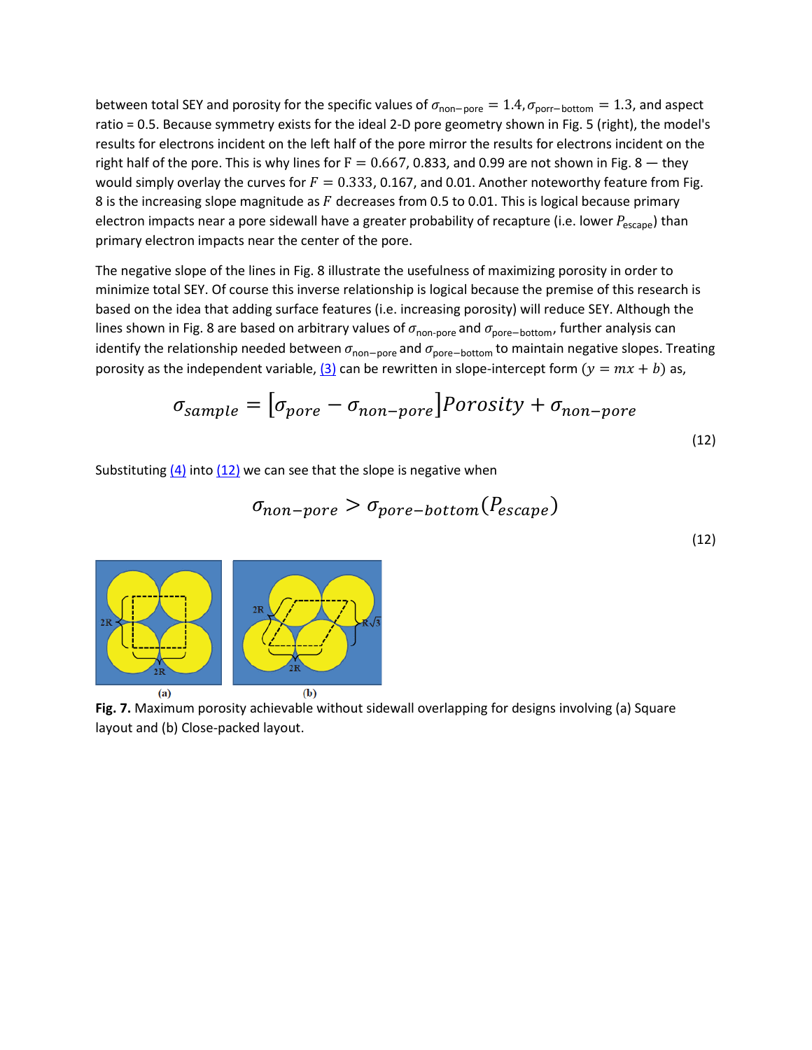between total SEY and porosity for the specific values of $\sigma_{\text{non-pore}} = 1.4, \sigma_{\text{porr-bottom}} = 1.3$, and aspect ratio = 0.5. Because symmetry exists for the ideal 2-D pore geometry shown in Fig. 5 (right), the model's results for electrons incident on the left half of the pore mirror the results for electrons incident on the right half of the pore. This is why lines for $\mathrm{F} = 0.667, 0.833$, and 0.99 are not shown in Fig. 8 — they would simply overlay the curves for $F = 0.333, 0.167$, and 0.01. Another noteworthy feature from Fig. 8 is the increasing slope magnitude as $F$ decreases from 0.5 to 0.01. This is logical because primary electron impacts near a pore sidewall have a greater probability of recapture (i.e. lower $P_{\text{escape}}$) than primary electron impacts near the center of the pore.

The negative slope of the lines in Fig. 8 illustrate the usefulness of maximizing porosity in order to minimize total SEY. Of course this inverse relationship is logical because the premise of this research is based on the idea that adding surface features (i.e. increasing porosity) will reduce SEY. Although the lines shown in Fig. 8 are based on arbitrary values of $\sigma_{\text{non-pore}}$ and $\sigma_{\text{pore-bottom}}$, further analysis can identify the relationship needed between $\sigma_{\text{non-pore}}$ and $\sigma_{\text{pore-bottom}}$ to maintain negative slopes. Treating porosity as the independent variable, (3) can be rewritten in slope-intercept form ($y = mx + b$) as,

$$\sigma_{sample} = \left[\sigma_{pore} - \sigma_{non-pore}\right] Porosity + \sigma_{non-pore} \tag{12}$$

Substituting (4) into (12) we can see that the slope is negative when

$$\sigma_{non-pore} > \sigma_{pore-bottom}(P_{escape}) \tag{12}$$

**Fig. 7.** Maximum porosity achievable without sidewall overlapping for designs involving (a) Square layout and (b) Close-packed layout.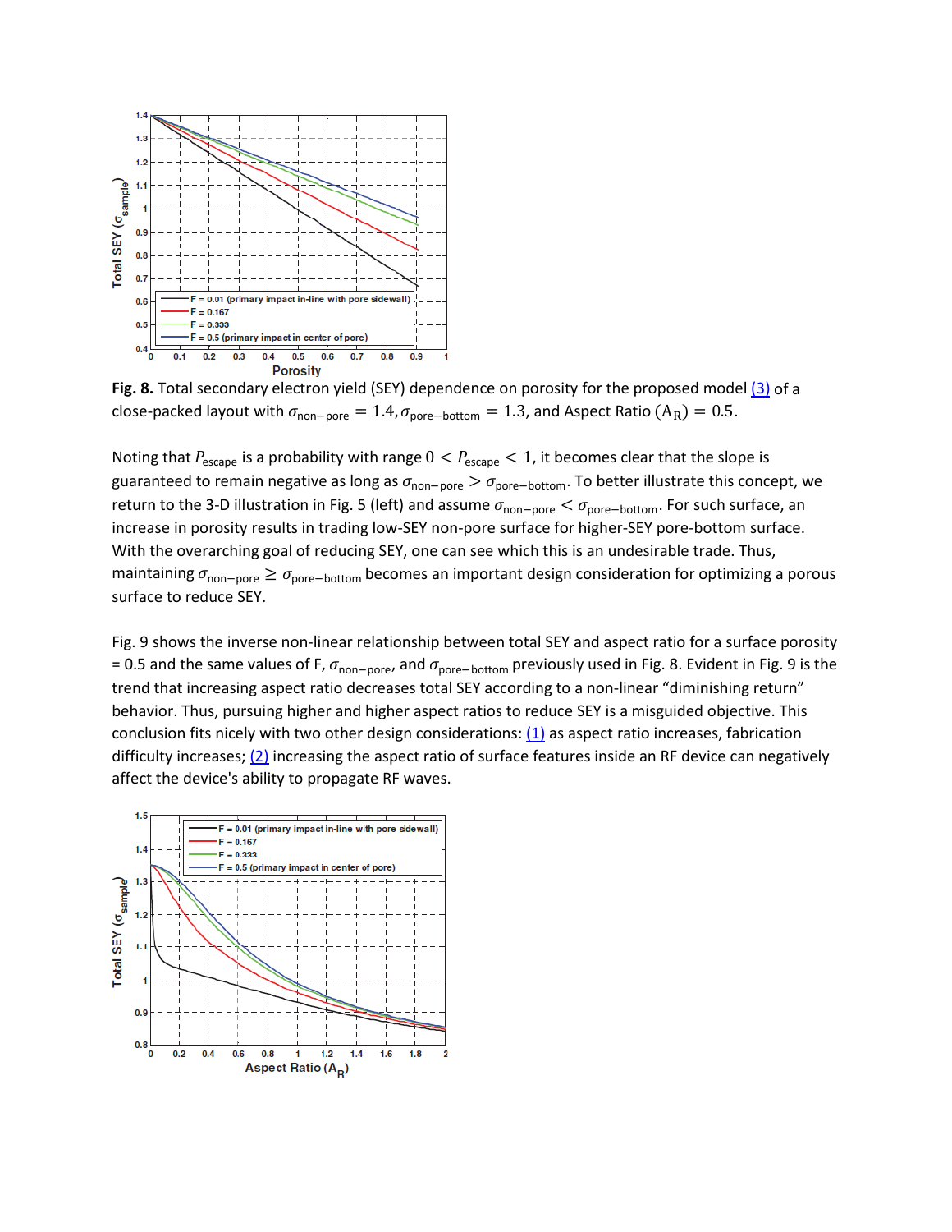**Fig. 8.** Total secondary electron yield (SEY) dependence on porosity for the proposed model [(3)](#) of a close-packed layout with $\sigma_{\text{non-pore}} = 1.4, \sigma_{\text{pore-bottom}} = 1.3$, and Aspect Ratio $(A_R) = 0.5$.

Noting that $P_{\text{escape}}$ is a probability with range $0 < P_{\text{escape}} < 1$, it becomes clear that the slope is guaranteed to remain negative as long as $\sigma_{\text{non-pore}} > \sigma_{\text{pore-bottom}}$. To better illustrate this concept, we return to the 3-D illustration in Fig. 5 (left) and assume $\sigma_{\text{non-pore}} < \sigma_{\text{pore-bottom}}$. For such surface, an increase in porosity results in trading low-SEY non-pore surface for higher-SEY pore-bottom surface. With the overarching goal of reducing SEY, one can see which this is an undesirable trade. Thus, maintaining $\sigma_{\text{non-pore}} \geq \sigma_{\text{pore-bottom}}$ becomes an important design consideration for optimizing a porous surface to reduce SEY.

Fig. 9 shows the inverse non-linear relationship between total SEY and aspect ratio for a surface porosity = 0.5 and the same values of F, $\sigma_{\text{non-pore}}$, and $\sigma_{\text{pore-bottom}}$ previously used in Fig. 8. Evident in Fig. 9 is the trend that increasing aspect ratio decreases total SEY according to a non-linear "diminishing return" behavior. Thus, pursuing higher and higher aspect ratios to reduce SEY is a misguided objective. This conclusion fits nicely with two other design considerations: [(1)](#) as aspect ratio increases, fabrication difficulty increases; [(2)](#) increasing the aspect ratio of surface features inside an RF device can negatively affect the device's ability to propagate RF waves.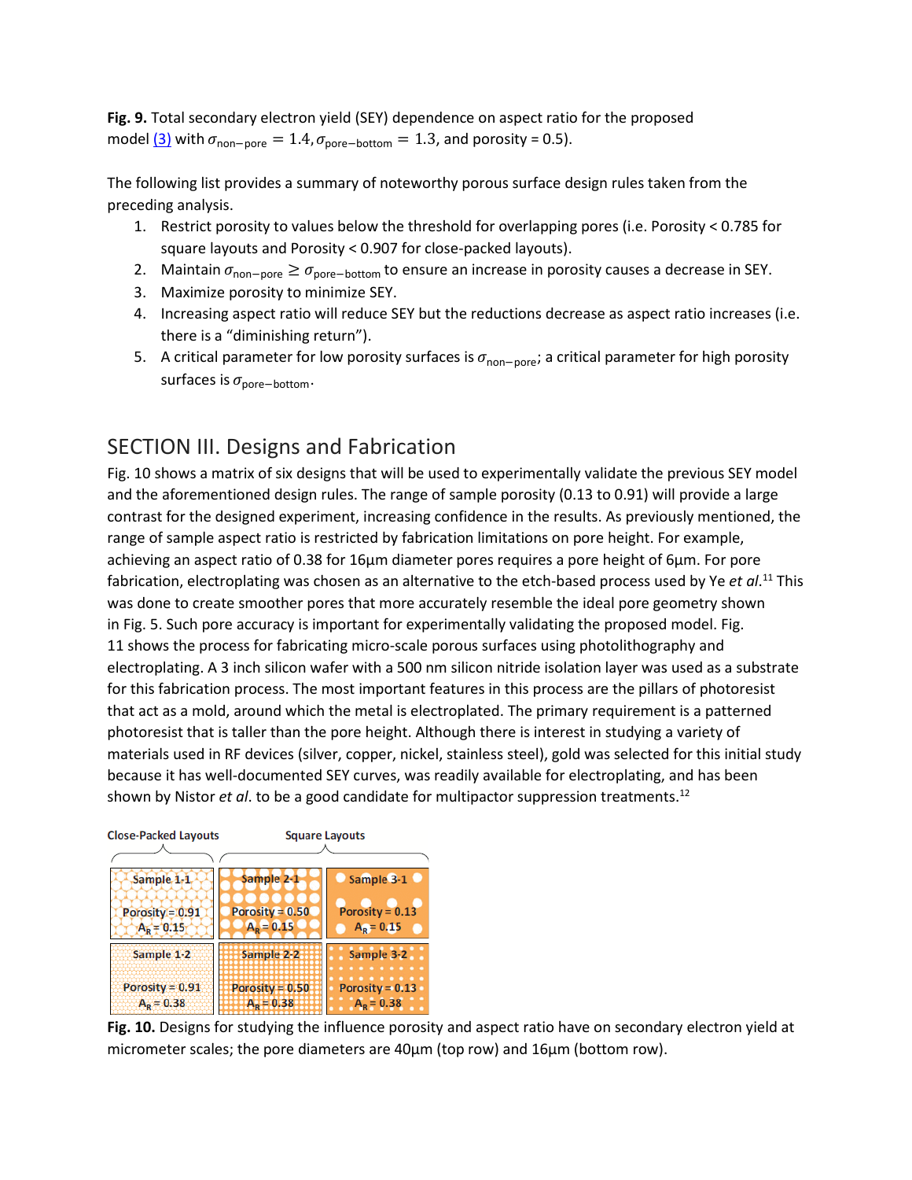**Fig. 9.** Total secondary electron yield (SEY) dependence on aspect ratio for the proposed model (3) with $\sigma_{\text{non-pore}} = 1.4, \sigma_{\text{pore-bottom}} = 1.3$, and porosity = 0.5).

The following list provides a summary of noteworthy porous surface design rules taken from the preceding analysis.

1. Restrict porosity to values below the threshold for overlapping pores (i.e. Porosity < 0.785 for square layouts and Porosity < 0.907 for close-packed layouts).
2. Maintain $\sigma_{\text{non-pore}} \geq \sigma_{\text{pore-bottom}}$ to ensure an increase in porosity causes a decrease in SEY.
3. Maximize porosity to minimize SEY.
4. Increasing aspect ratio will reduce SEY but the reductions decrease as aspect ratio increases (i.e. there is a "diminishing return").
5. A critical parameter for low porosity surfaces is $\sigma_{\text{non-pore}}$; a critical parameter for high porosity surfaces is $\sigma_{\text{pore-bottom}}$.

## SECTION III. Designs and Fabrication

Fig. 10 shows a matrix of six designs that will be used to experimentally validate the previous SEY model and the aforementioned design rules. The range of sample porosity (0.13 to 0.91) will provide a large contrast for the designed experiment, increasing confidence in the results. As previously mentioned, the range of sample aspect ratio is restricted by fabrication limitations on pore height. For example, achieving an aspect ratio of 0.38 for 16µm diameter pores requires a pore height of 6µm. For pore fabrication, electroplating was chosen as an alternative to the etch-based process used by Ye *et al.*[11] This was done to create smoother pores that more accurately resemble the ideal pore geometry shown in Fig. 5. Such pore accuracy is important for experimentally validating the proposed model. Fig. 11 shows the process for fabricating micro-scale porous surfaces using photolithography and electroplating. A 3 inch silicon wafer with a 500 nm silicon nitride isolation layer was used as a substrate for this fabrication process. The most important features in this process are the pillars of photoresist that act as a mold, around which the metal is electroplated. The primary requirement is a patterned photoresist that is taller than the pore height. Although there is interest in studying a variety of materials used in RF devices (silver, copper, nickel, stainless steel), gold was selected for this initial study because it has well-documented SEY curves, was readily available for electroplating, and has been shown by Nistor *et al*. to be a good candidate for multipactor suppression treatments.[12]

| Close-Packed Layouts | Square Layouts | |
|---|---|---|
| Sample 1-1: Porosity = 0.91, $A_R$ = 0.15 | Sample 2-1: Porosity = 0.50, $A_R$ = 0.15 | Sample 3-1: Porosity = 0.13, $A_R$ = 0.15 |
| Sample 1-2: Porosity = 0.91, $A_R$ = 0.38 | Sample 2-2: Porosity = 0.50, $A_R$ = 0.38 | Sample 3-2: Porosity = 0.13, $A_R$ = 0.38 |

**Fig. 10.** Designs for studying the influence porosity and aspect ratio have on secondary electron yield at micrometer scales; the pore diameters are 40µm (top row) and 16µm (bottom row).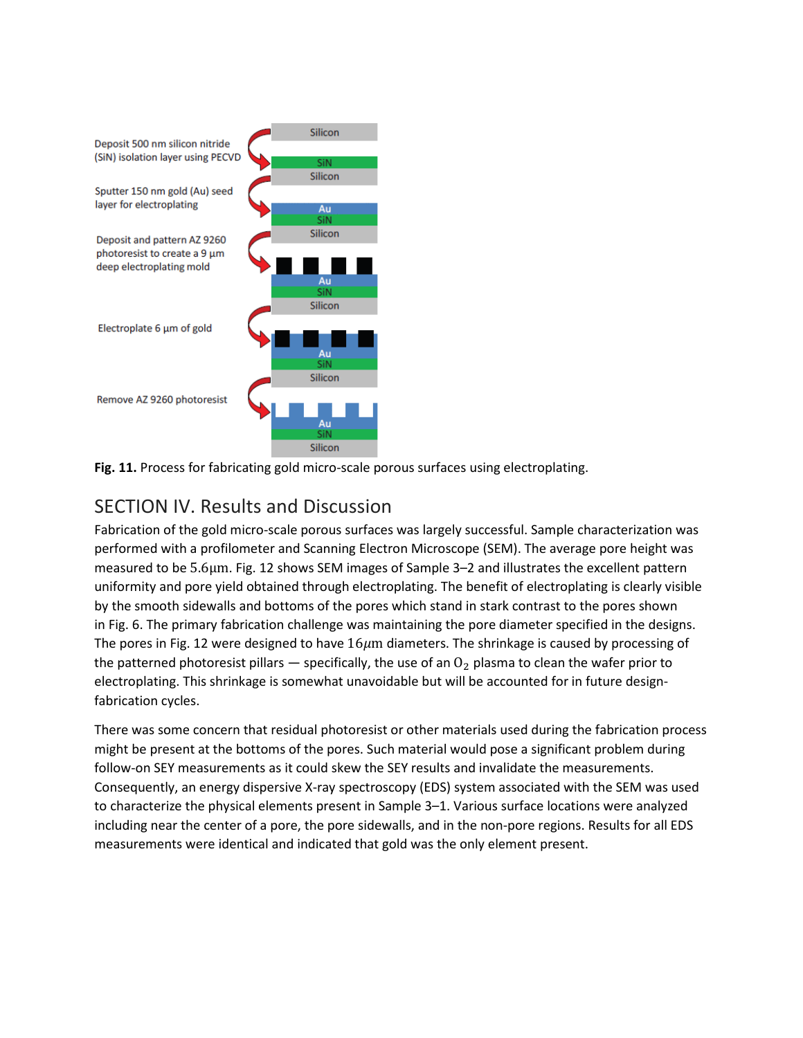**Fig. 11.** Process for fabricating gold micro-scale porous surfaces using electroplating.

## SECTION IV. Results and Discussion

Fabrication of the gold micro-scale porous surfaces was largely successful. Sample characterization was performed with a profilometer and Scanning Electron Microscope (SEM). The average pore height was measured to be $5.6\mu m$. Fig. 12 shows SEM images of Sample 3–2 and illustrates the excellent pattern uniformity and pore yield obtained through electroplating. The benefit of electroplating is clearly visible by the smooth sidewalls and bottoms of the pores which stand in stark contrast to the pores shown in Fig. 6. The primary fabrication challenge was maintaining the pore diameter specified in the designs. The pores in Fig. 12 were designed to have $16\mu m$ diameters. The shrinkage is caused by processing of the patterned photoresist pillars — specifically, the use of an $O_2$ plasma to clean the wafer prior to electroplating. This shrinkage is somewhat unavoidable but will be accounted for in future design-fabrication cycles.

There was some concern that residual photoresist or other materials used during the fabrication process might be present at the bottoms of the pores. Such material would pose a significant problem during follow-on SEY measurements as it could skew the SEY results and invalidate the measurements. Consequently, an energy dispersive X-ray spectroscopy (EDS) system associated with the SEM was used to characterize the physical elements present in Sample 3–1. Various surface locations were analyzed including near the center of a pore, the pore sidewalls, and in the non-pore regions. Results for all EDS measurements were identical and indicated that gold was the only element present.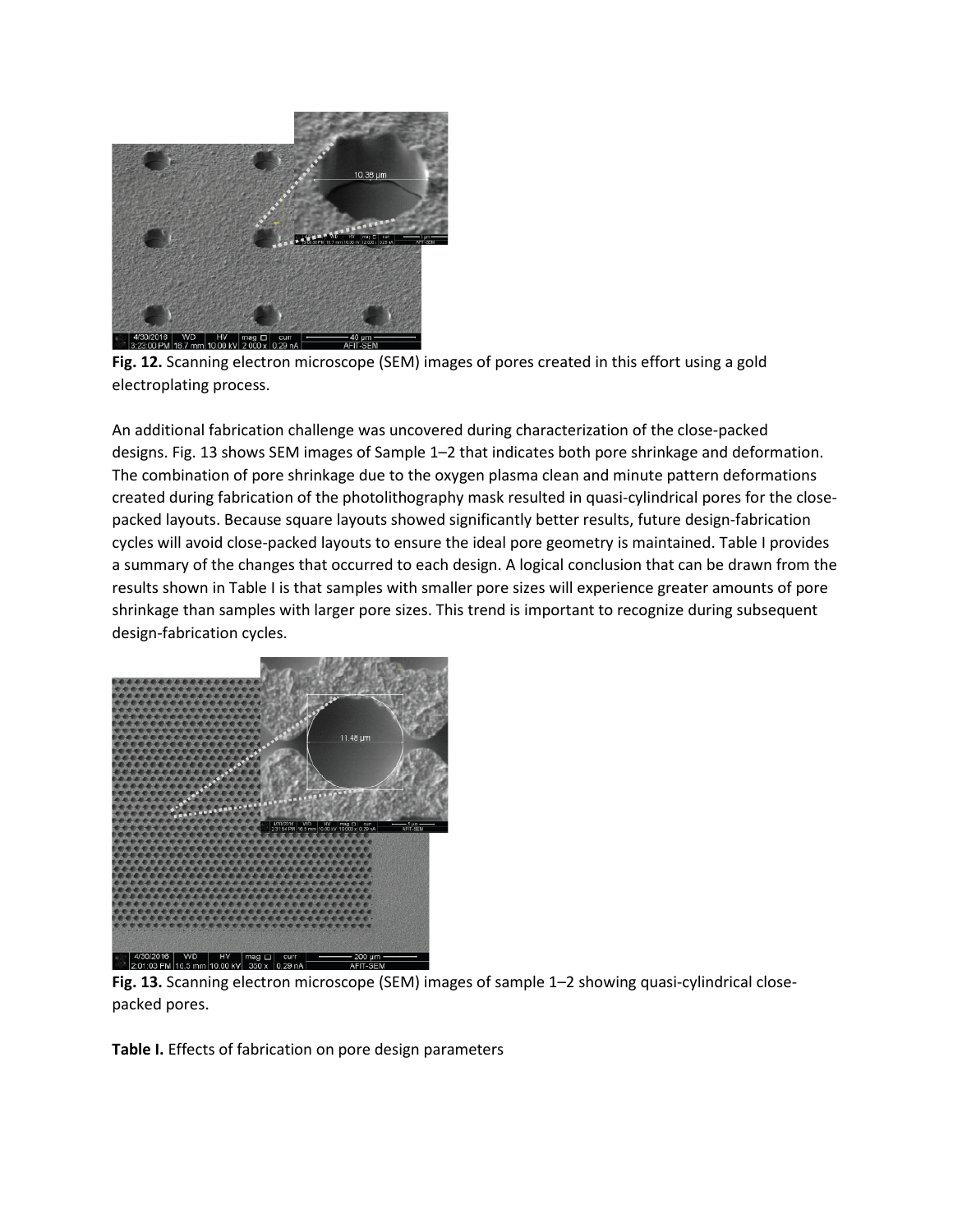**Fig. 12.** Scanning electron microscope (SEM) images of pores created in this effort using a gold electroplating process.

An additional fabrication challenge was uncovered during characterization of the close-packed designs. Fig. 13 shows SEM images of Sample 1–2 that indicates both pore shrinkage and deformation. The combination of pore shrinkage due to the oxygen plasma clean and minute pattern deformations created during fabrication of the photolithography mask resulted in quasi-cylindrical pores for the close-packed layouts. Because square layouts showed significantly better results, future design-fabrication cycles will avoid close-packed layouts to ensure the ideal pore geometry is maintained. Table I provides a summary of the changes that occurred to each design. A logical conclusion that can be drawn from the results shown in Table I is that samples with smaller pore sizes will experience greater amounts of pore shrinkage than samples with larger pore sizes. This trend is important to recognize during subsequent design-fabrication cycles.

**Fig. 13.** Scanning electron microscope (SEM) images of sample 1–2 showing quasi-cylindrical close-packed pores.

**Table I.** Effects of fabrication on pore design parameters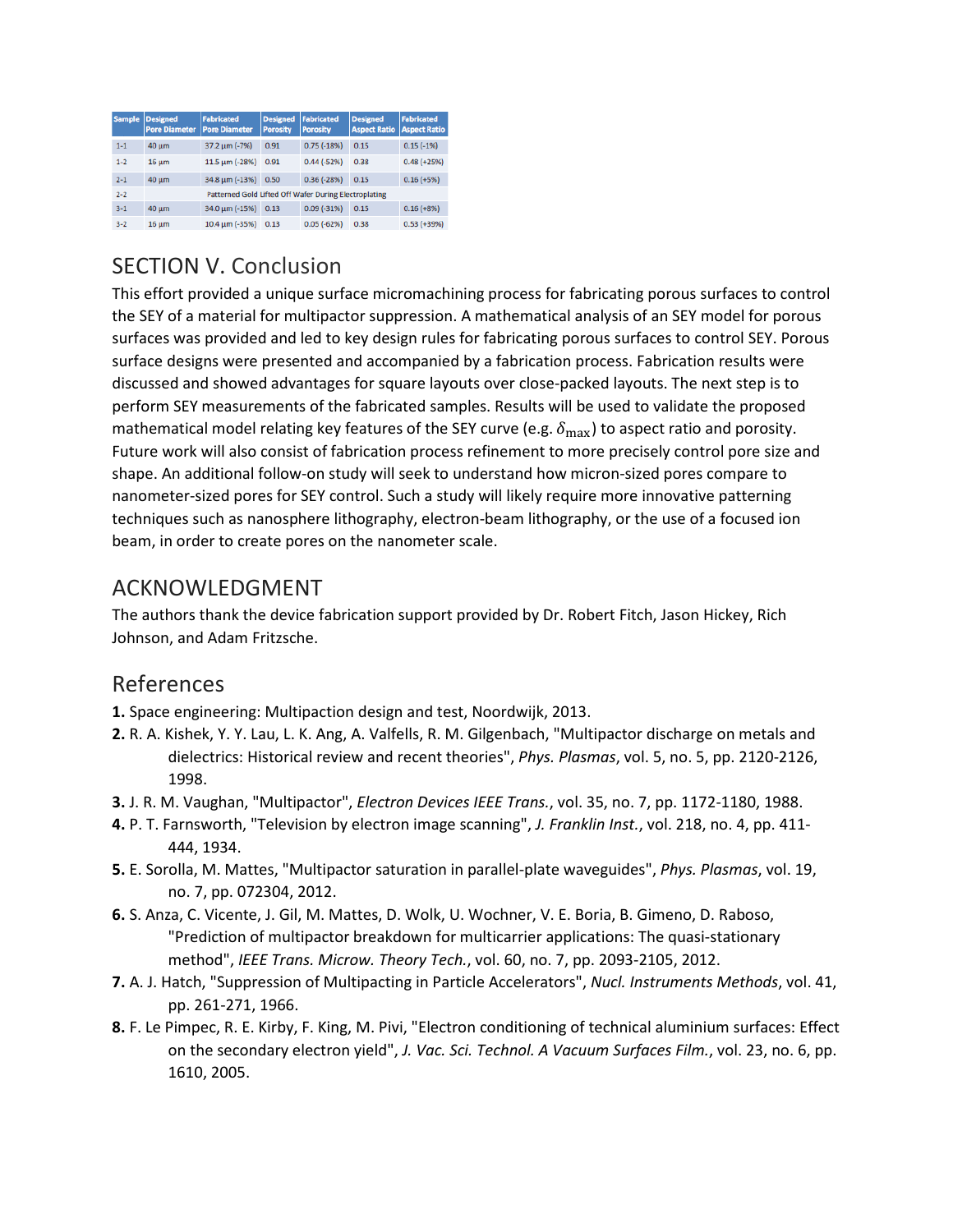| Sample | Designed Pore Diameter | Fabricated Pore Diameter | Designed Porosity | Fabricated Porosity | Designed Aspect Ratio | Fabricated Aspect Ratio |
|---|---|---|---|---|---|---|
| 1-1 | 40 μm | 37.2 μm (-7%) | 0.91 | 0.75 (-18%) | 0.15 | 0.15 (-1%) |
| 1-2 | 16 μm | 11.5 μm (-28%) | 0.91 | 0.44 (-52%) | 0.38 | 0.48 (+25%) |
| 2-1 | 40 μm | 34.8 μm (-13%) | 0.50 | 0.36 (-28%) | 0.15 | 0.16 (+5%) |
| 2-2 | Patterned Gold Lifted Off Wafer During Electroplating | | | | | |
| 3-1 | 40 μm | 34.0 μm (-15%) | 0.13 | 0.09 (-31%) | 0.15 | 0.16 (+8%) |
| 3-2 | 16 μm | 10.4 μm (-35%) | 0.13 | 0.05 (-62%) | 0.38 | 0.53 (+39%) |

## SECTION V. Conclusion

This effort provided a unique surface micromachining process for fabricating porous surfaces to control the SEY of a material for multipactor suppression. A mathematical analysis of an SEY model for porous surfaces was provided and led to key design rules for fabricating porous surfaces to control SEY. Porous surface designs were presented and accompanied by a fabrication process. Fabrication results were discussed and showed advantages for square layouts over close-packed layouts. The next step is to perform SEY measurements of the fabricated samples. Results will be used to validate the proposed mathematical model relating key features of the SEY curve (e.g. $\delta_{\max}$) to aspect ratio and porosity. Future work will also consist of fabrication process refinement to more precisely control pore size and shape. An additional follow-on study will seek to understand how micron-sized pores compare to nanometer-sized pores for SEY control. Such a study will likely require more innovative patterning techniques such as nanosphere lithography, electron-beam lithography, or the use of a focused ion beam, in order to create pores on the nanometer scale.

## ACKNOWLEDGMENT

The authors thank the device fabrication support provided by Dr. Robert Fitch, Jason Hickey, Rich Johnson, and Adam Fritzsche.

## References

1. Space engineering: Multipaction design and test, Noordwijk, 2013.
2. R. A. Kishek, Y. Y. Lau, L. K. Ang, A. Valfells, R. M. Gilgenbach, "Multipactor discharge on metals and dielectrics: Historical review and recent theories", *Phys. Plasmas*, vol. 5, no. 5, pp. 2120-2126, 1998.
3. J. R. M. Vaughan, "Multipactor", *Electron Devices IEEE Trans.*, vol. 35, no. 7, pp. 1172-1180, 1988.
4. P. T. Farnsworth, "Television by electron image scanning", *J. Franklin Inst.*, vol. 218, no. 4, pp. 411-444, 1934.
5. E. Sorolla, M. Mattes, "Multipactor saturation in parallel-plate waveguides", *Phys. Plasmas*, vol. 19, no. 7, pp. 072304, 2012.
6. S. Anza, C. Vicente, J. Gil, M. Mattes, D. Wolk, U. Wochner, V. E. Boria, B. Gimeno, D. Raboso, "Prediction of multipactor breakdown for multicarrier applications: The quasi-stationary method", *IEEE Trans. Microw. Theory Tech.*, vol. 60, no. 7, pp. 2093-2105, 2012.
7. A. J. Hatch, "Suppression of Multipacting in Particle Accelerators", *Nucl. Instruments Methods*, vol. 41, pp. 261-271, 1966.
8. F. Le Pimpec, R. E. Kirby, F. King, M. Pivi, "Electron conditioning of technical aluminium surfaces: Effect on the secondary electron yield", *J. Vac. Sci. Technol. A Vacuum Surfaces Film.*, vol. 23, no. 6, pp. 1610, 2005.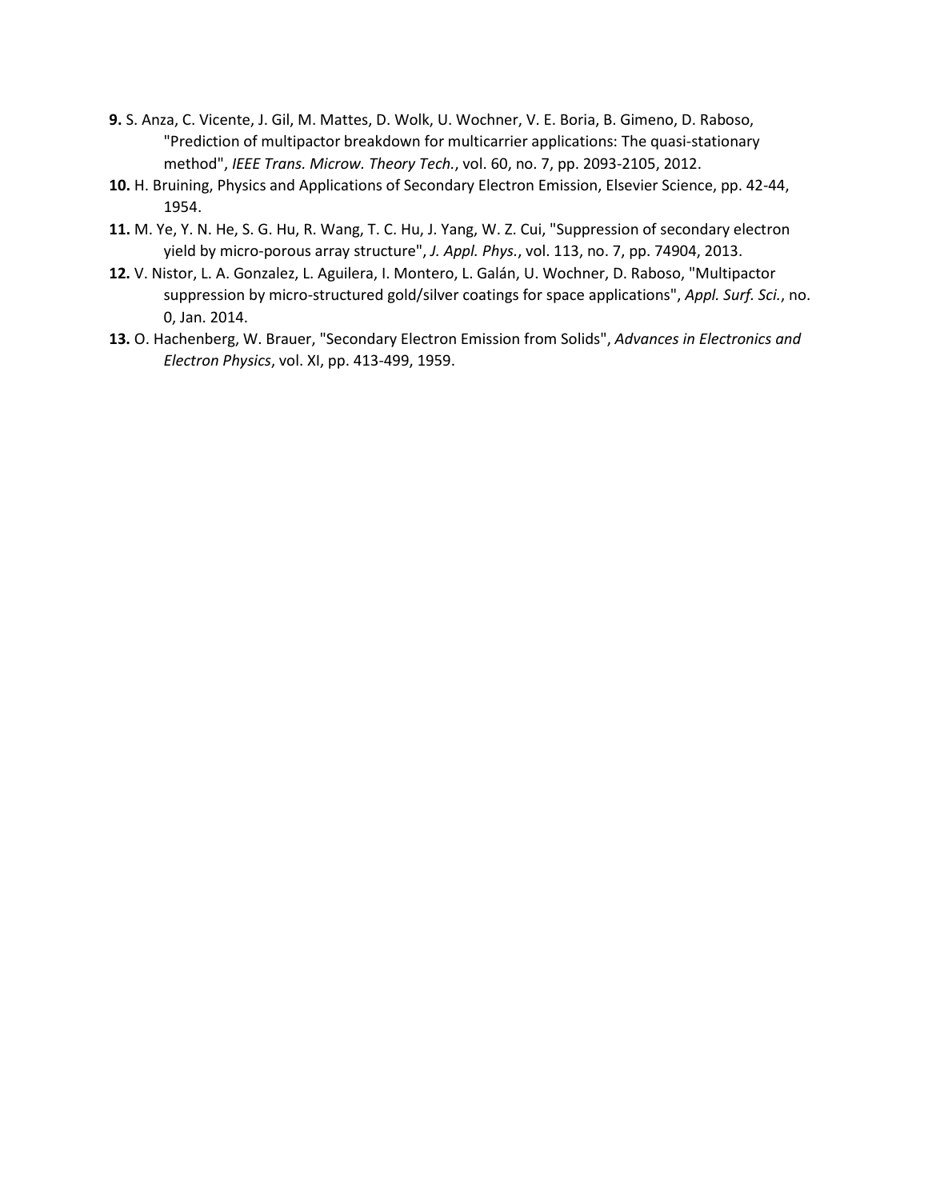**9.** S. Anza, C. Vicente, J. Gil, M. Mattes, D. Wolk, U. Wochner, V. E. Boria, B. Gimeno, D. Raboso, "Prediction of multipactor breakdown for multicarrier applications: The quasi-stationary method", *IEEE Trans. Microw. Theory Tech.*, vol. 60, no. 7, pp. 2093-2105, 2012.

**10.** H. Bruining, Physics and Applications of Secondary Electron Emission, Elsevier Science, pp. 42-44, 1954.

**11.** M. Ye, Y. N. He, S. G. Hu, R. Wang, T. C. Hu, J. Yang, W. Z. Cui, "Suppression of secondary electron yield by micro-porous array structure", *J. Appl. Phys.*, vol. 113, no. 7, pp. 74904, 2013.

**12.** V. Nistor, L. A. Gonzalez, L. Aguilera, I. Montero, L. Galán, U. Wochner, D. Raboso, "Multipactor suppression by micro-structured gold/silver coatings for space applications", *Appl. Surf. Sci.*, no. 0, Jan. 2014.

**13.** O. Hachenberg, W. Brauer, "Secondary Electron Emission from Solids", *Advances in Electronics and Electron Physics*, vol. XI, pp. 413-499, 1959.